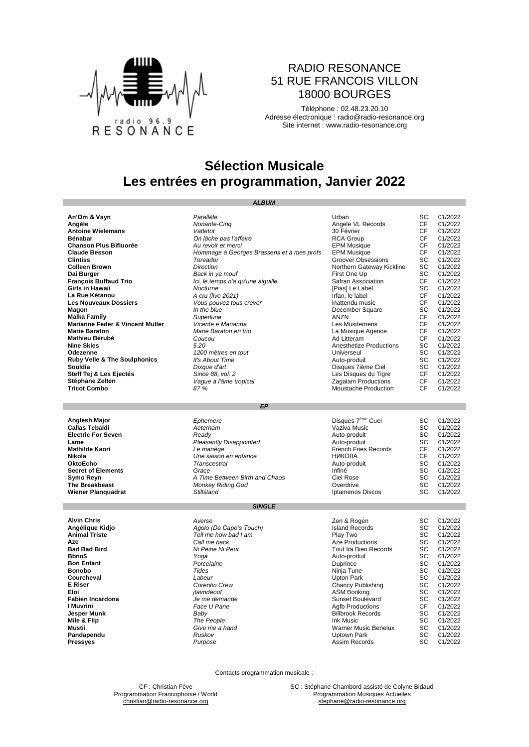RADIO RESONANCE
51 RUE FRANCOIS VILLON
18000 BOURGES

Téléphone : 02.48.23.20.10
Adresse électronique : radio@radio-resonance.org
Site internet : www.radio-resonance.org

# Sélection Musicale
# Les entrées en programmation, Janvier 2022

## ALBUM

| Artiste | Titre | Label | Prog. | Date |
|---|---|---|---|---|
| **An'Om & Vayn** | *Parallèle* | Urban | SC | 01/2022 |
| **Angèle** | *Nonante-Cinq* | Angele VL Records | CF | 01/2022 |
| **Antoine Wielemans** | *Vattetot* | 30 Février | CF | 01/2022 |
| **Bénabar** | *On lâche pas l'affaire* | RCA Group | CF | 01/2022 |
| **Chanson Plus Bifluorée** | *Au revoir et merci* | EPM Musique | CF | 01/2022 |
| **Claude Besson** | *Hommage à Georges Brassens et à mes profs* | EPM Musique | CF | 01/2022 |
| **Clintiss** | *Toreador* | Groover Obsessions | SC | 01/2022 |
| **Colleen Brown** | *Direction* | Northern Gateway Kickline | SC | 01/2022 |
| **Dai Burger** | *Back in ya mouf* | First One Up | SC | 01/2022 |
| **François Buffaud Trio** | *Ici, le temps n'a qu'une aiguille* | Safran Association | CF | 01/2022 |
| **Girls in Hawaii** | *Nocturne* | [Pias] Le Label | SC | 01/2022 |
| **La Rue Kétanou** | *A cru (live 2021)* | Irfan, le label | CF | 01/2022 |
| **Les Nouveaux Dossiers** | *Vous pouvez tous crever* | inattendu music | CF | 01/2022 |
| **Magon** | *In the blue* | December Square | SC | 01/2022 |
| **Malka Family** | *Superlune* | ANZN | CF | 01/2022 |
| **Marianne Feder & Vincent Muller** | *Vicente e Marianna* | Les Musiterriens | CF | 01/2022 |
| **Marie Baraton** | *Marie Baraton en trio* | La Musique Agence | CF | 01/2022 |
| **Mathieu Bérubé** | *Coucou* | Ad Litteram | CF | 01/2022 |
| **Nine Skies** | *5.20* | Anesthetize Productions | SC | 01/2022 |
| **Odezenne** | *1200 mètres en tout* | Universeul | SC | 01/2022 |
| **Ruby Velle & The Soulphonics** | *It's About Time* | Auto-produit | SC | 01/2022 |
| **Souldia** | *Dixque d'art* | Disques 7ième Ciel | SC | 01/2022 |
| **Steff Tej & Les Ejectés** | *Since 88, vol. 2* | Les Disques du Tigre | CF | 01/2022 |
| **Stéphane Zelten** | *Vague à l'âme tropical* | Zagalam Productions | CF | 01/2022 |
| **Tricot Combo** | *87 %* | Moustache Production | CF | 01/2022 |

## EP

| Artiste | Titre | Label | Prog. | Date |
|---|---|---|---|---|
| **Anglesh Major** | *Ephemere* | Disques 7ème Cuel | SC | 01/2022 |
| **Callas Tebaldi** | *Aeternam* | Vaziva Music | SC | 01/2022 |
| **Electric For Seven** | *Ready* | Auto-produit | SC | 01/2022 |
| **Lame** | *Pleasantly Disappointed* | Auto-produit | SC | 01/2022 |
| **Mathilde Kaori** | *Le manège* | French Fries Records | CF | 01/2022 |
| **Nikola** | *Une saison en enfance* | НИКОЛА | CF | 01/2022 |
| **OktoEcho** | *Transcestral* | Auto-produit | SC | 01/2022 |
| **Secret of Elements** | *Grace* | Infiné | SC | 01/2022 |
| **Symo Reyn** | *A Time Between Birth and Chaos* | Ciel Rose | SC | 01/2022 |
| **The Breakbeast** | *Monkey Riding God* | Overdrive | SC | 01/2022 |
| **Wiener Planquadrat** | *Stillstand* | Iptamenos Discos | SC | 01/2022 |

## SINGLE

| Artiste | Titre | Label | Prog. | Date |
|---|---|---|---|---|
| **Alvin Chris** | *Averse* | Zon & Rogen | SC | 01/2022 |
| **Angélique Kidjo** | *Agolo (Da Capo's Touch)* | Island Records | SC | 01/2022 |
| **Animal Triste** | *Tell me how bad I am* | Play Two | SC | 01/2022 |
| **Aze** | *Call me back* | Aze Productions | SC | 01/2022 |
| **Bad Bad Bird** | *Ni Peine Ni Peur* | Tout Ira Bien Records | SC | 01/2022 |
| **Bbno$** | *Yoga* | Auto-produit | SC | 01/2022 |
| **Bon Enfant** | *Porcelaine* | Duprince | SC | 01/2022 |
| **Bonobo** | *Tides* | Ninja Tune | SC | 01/2022 |
| **Courcheval** | *Labeur* | Upton Park | SC | 01/2022 |
| **E Riser** | *Corentin Crew* | Chancy Publishing | SC | 01/2022 |
| **Eloi** | *jtaimdeouf* | ASM Booking | SC | 01/2022 |
| **Fabien Incardona** | *Je me demande* | Sunset Boulevard | SC | 01/2022 |
| **I Muvrini** | *Face U Pane* | Agfb Productions | CF | 01/2022 |
| **Jesper Munk** | *Baby* | Billbrook Records | SC | 01/2022 |
| **Mile & Flip** | *The People* | Ink Music | SC | 01/2022 |
| **Mustii** | *Give me a hand* | Warner Music Benelux | SC | 01/2022 |
| **Pandapendu** | *Ruskov* | Uptown Park | SC | 01/2022 |
| **Pressyes** | *Purpose* | Assim Records | SC | 01/2022 |

Contacts programmation musicale :

CF : Christian Fève
Programmation Francophonie / World
christian@radio-resonance.org

SC : Stéphane Chambord assisté de Colyne Bidaud
Programmation Musiques Actuelles
stephane@radio-resonance.org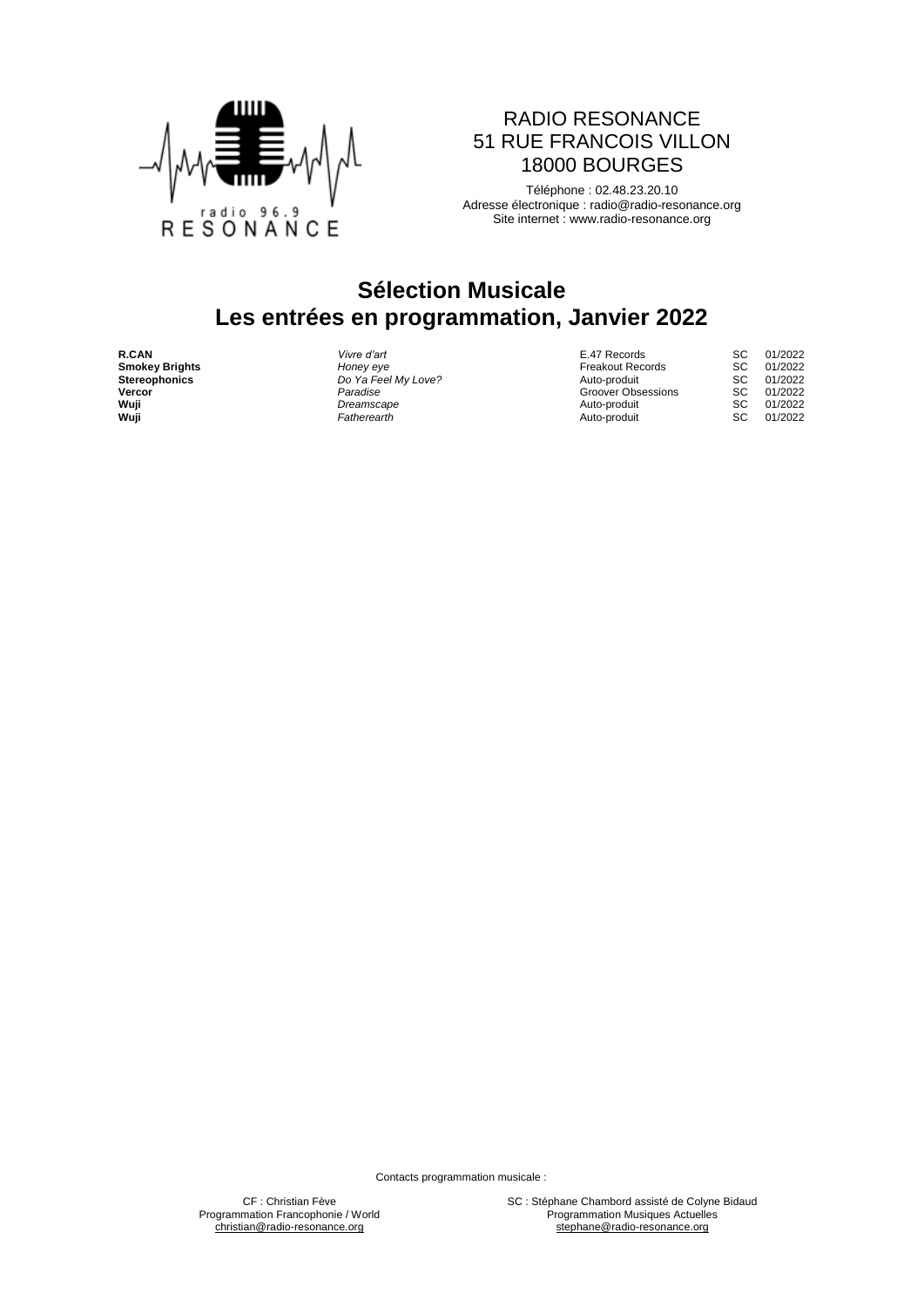RADIO RESONANCE
51 RUE FRANCOIS VILLON
18000 BOURGES

Téléphone : 02.48.23.20.10
Adresse électronique : radio@radio-resonance.org
Site internet : www.radio-resonance.org

# Sélection Musicale
# Les entrées en programmation, Janvier 2022

| | | | | |
|---|---|---|---|---|
| **R.CAN** | *Vivre d'art* | E.47 Records | SC | 01/2022 |
| **Smokey Brights** | *Honey eye* | Freakout Records | SC | 01/2022 |
| **Stereophonics** | *Do Ya Feel My Love?* | Auto-produit | SC | 01/2022 |
| **Vercor** | *Paradise* | Groover Obsessions | SC | 01/2022 |
| **Wuji** | *Dreamscape* | Auto-produit | SC | 01/2022 |
| **Wuji** | *Fatherearth* | Auto-produit | SC | 01/2022 |

Contacts programmation musicale :

CF : Christian Fève
Programmation Francophonie / World
christian@radio-resonance.org

SC : Stéphane Chambord assisté de Colyne Bidaud
Programmation Musiques Actuelles
stephane@radio-resonance.org